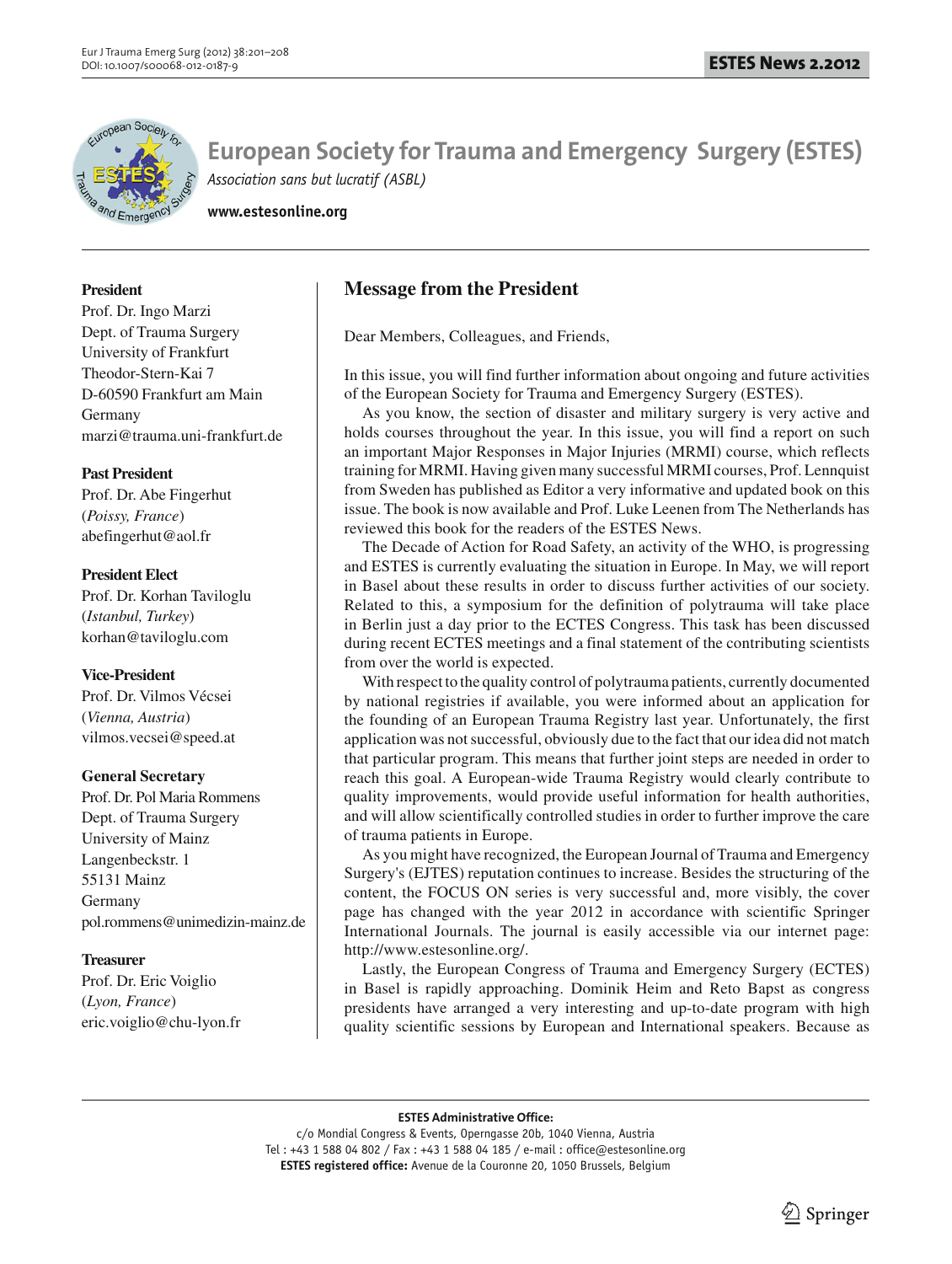# European Society for Trauma and Emergency Surgery (ESTES)

*Association sans but lucratif (ASBL)*

**www.estesonline.org**

**President**
Prof. Dr. Ingo Marzi
Dept. of Trauma Surgery
University of Frankfurt
Theodor-Stern-Kai 7
D-60590 Frankfurt am Main
Germany
marzi@trauma.uni-frankfurt.de

**Past President**
Prof. Dr. Abe Fingerhut
(*Poissy, France*)
abefingerhut@aol.fr

**President Elect**
Prof. Dr. Korhan Taviloglu
(*Istanbul, Turkey*)
korhan@taviloglu.com

**Vice-President**
Prof. Dr. Vilmos Vécsei
(*Vienna, Austria*)
vilmos.vecsei@speed.at

**General Secretary**
Prof. Dr. Pol Maria Rommens
Dept. of Trauma Surgery
University of Mainz
Langenbeckstr. 1
55131 Mainz
Germany
pol.rommens@unimedizin-mainz.de

**Treasurer**
Prof. Dr. Eric Voiglio
(*Lyon, France*)
eric.voiglio@chu-lyon.fr

## Message from the President

Dear Members, Colleagues, and Friends,

In this issue, you will find further information about ongoing and future activities of the European Society for Trauma and Emergency Surgery (ESTES).

As you know, the section of disaster and military surgery is very active and holds courses throughout the year. In this issue, you will find a report on such an important Major Responses in Major Injuries (MRMI) course, which reflects training for MRMI. Having given many successful MRMI courses, Prof. Lennquist from Sweden has published as Editor a very informative and updated book on this issue. The book is now available and Prof. Luke Leenen from The Netherlands has reviewed this book for the readers of the ESTES News.

The Decade of Action for Road Safety, an activity of the WHO, is progressing and ESTES is currently evaluating the situation in Europe. In May, we will report in Basel about these results in order to discuss further activities of our society. Related to this, a symposium for the definition of polytrauma will take place in Berlin just a day prior to the ECTES Congress. This task has been discussed during recent ECTES meetings and a final statement of the contributing scientists from over the world is expected.

With respect to the quality control of polytrauma patients, currently documented by national registries if available, you were informed about an application for the founding of an European Trauma Registry last year. Unfortunately, the first application was not successful, obviously due to the fact that our idea did not match that particular program. This means that further joint steps are needed in order to reach this goal. A European-wide Trauma Registry would clearly contribute to quality improvements, would provide useful information for health authorities, and will allow scientifically controlled studies in order to further improve the care of trauma patients in Europe.

As you might have recognized, the European Journal of Trauma and Emergency Surgery's (EJTES) reputation continues to increase. Besides the structuring of the content, the FOCUS ON series is very successful and, more visibly, the cover page has changed with the year 2012 in accordance with scientific Springer International Journals. The journal is easily accessible via our internet page: http://www.estesonline.org/.

Lastly, the European Congress of Trauma and Emergency Surgery (ECTES) in Basel is rapidly approaching. Dominik Heim and Reto Bapst as congress presidents have arranged a very interesting and up-to-date program with high quality scientific sessions by European and International speakers. Because as

**ESTES Administrative Office:**
c/o Mondial Congress & Events, Operngasse 20b, 1040 Vienna, Austria
Tel : +43 1 588 04 802 / Fax : +43 1 588 04 185 / e-mail : office@estesonline.org
**ESTES registered office:** Avenue de la Couronne 20, 1050 Brussels, Belgium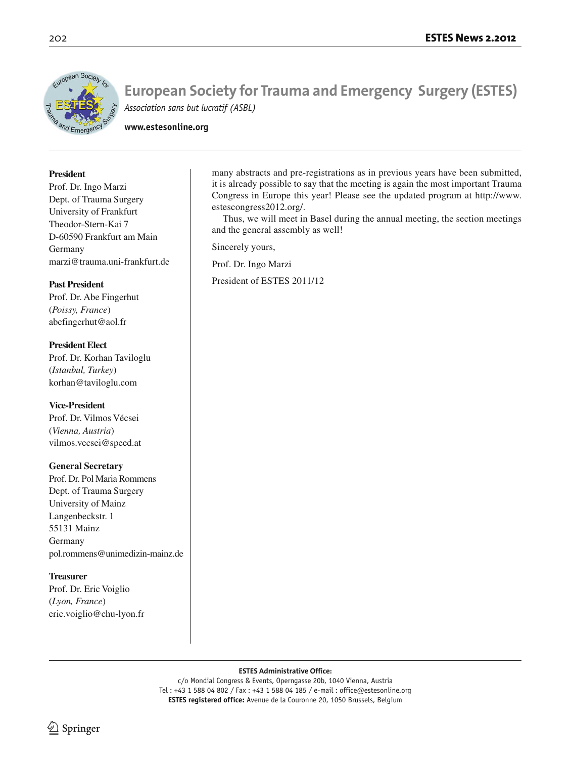# European Society for Trauma and Emergency Surgery (ESTES)

*Association sans but lucratif (ASBL)*

**www.estesonline.org**

**President**
Prof. Dr. Ingo Marzi
Dept. of Trauma Surgery
University of Frankfurt
Theodor-Stern-Kai 7
D-60590 Frankfurt am Main
Germany
marzi@trauma.uni-frankfurt.de

**Past President**
Prof. Dr. Abe Fingerhut
(*Poissy, France*)
abefingerhut@aol.fr

**President Elect**
Prof. Dr. Korhan Taviloglu
(*Istanbul, Turkey*)
korhan@taviloglu.com

**Vice-President**
Prof. Dr. Vilmos Vécsei
(*Vienna, Austria*)
vilmos.vecsei@speed.at

**General Secretary**
Prof. Dr. Pol Maria Rommens
Dept. of Trauma Surgery
University of Mainz
Langenbeckstr. 1
55131 Mainz
Germany
pol.rommens@unimedizin-mainz.de

**Treasurer**
Prof. Dr. Eric Voiglio
(*Lyon, France*)
eric.voiglio@chu-lyon.fr

many abstracts and pre-registrations as in previous years have been submitted, it is already possible to say that the meeting is again the most important Trauma Congress in Europe this year! Please see the updated program at http://www.estescongress2012.org/.

Thus, we will meet in Basel during the annual meeting, the section meetings and the general assembly as well!

Sincerely yours,

Prof. Dr. Ingo Marzi

President of ESTES 2011/12

**ESTES Administrative Office:**
c/o Mondial Congress & Events, Operngasse 20b, 1040 Vienna, Austria
Tel : +43 1 588 04 802 / Fax : +43 1 588 04 185 / e-mail : office@estesonline.org
**ESTES registered office:** Avenue de la Couronne 20, 1050 Brussels, Belgium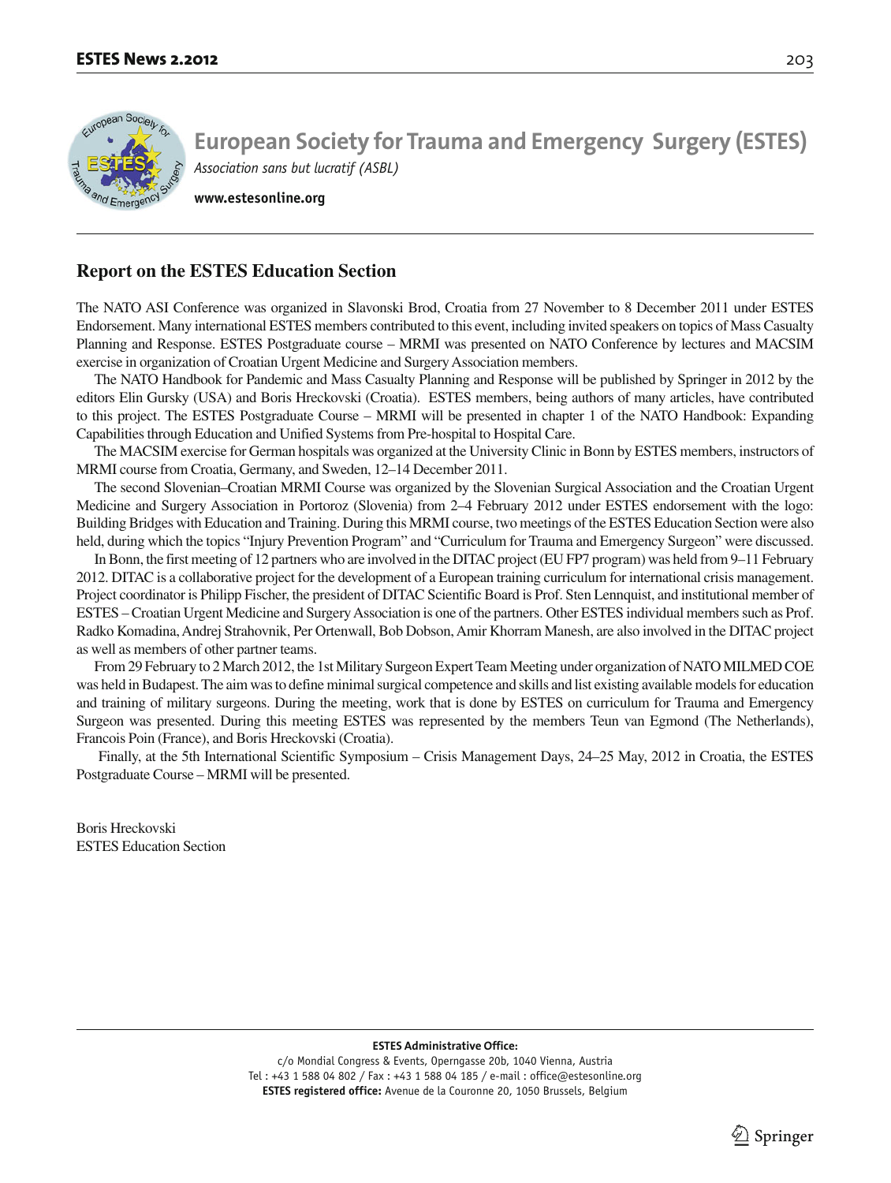# European Society for Trauma and Emergency Surgery (ESTES)

*Association sans but lucratif (ASBL)*

**www.estesonline.org**

## Report on the ESTES Education Section

The NATO ASI Conference was organized in Slavonski Brod, Croatia from 27 November to 8 December 2011 under ESTES Endorsement. Many international ESTES members contributed to this event, including invited speakers on topics of Mass Casualty Planning and Response. ESTES Postgraduate course – MRMI was presented on NATO Conference by lectures and MACSIM exercise in organization of Croatian Urgent Medicine and Surgery Association members.

The NATO Handbook for Pandemic and Mass Casualty Planning and Response will be published by Springer in 2012 by the editors Elin Gursky (USA) and Boris Hreckovski (Croatia). ESTES members, being authors of many articles, have contributed to this project. The ESTES Postgraduate Course – MRMI will be presented in chapter 1 of the NATO Handbook: Expanding Capabilities through Education and Unified Systems from Pre-hospital to Hospital Care.

The MACSIM exercise for German hospitals was organized at the University Clinic in Bonn by ESTES members, instructors of MRMI course from Croatia, Germany, and Sweden, 12–14 December 2011.

The second Slovenian–Croatian MRMI Course was organized by the Slovenian Surgical Association and the Croatian Urgent Medicine and Surgery Association in Portoroz (Slovenia) from 2–4 February 2012 under ESTES endorsement with the logo: Building Bridges with Education and Training. During this MRMI course, two meetings of the ESTES Education Section were also held, during which the topics "Injury Prevention Program" and "Curriculum for Trauma and Emergency Surgeon" were discussed.

In Bonn, the first meeting of 12 partners who are involved in the DITAC project (EU FP7 program) was held from 9–11 February 2012. DITAC is a collaborative project for the development of a European training curriculum for international crisis management. Project coordinator is Philipp Fischer, the president of DITAC Scientific Board is Prof. Sten Lennquist, and institutional member of ESTES – Croatian Urgent Medicine and Surgery Association is one of the partners. Other ESTES individual members such as Prof. Radko Komadina, Andrej Strahovnik, Per Ortenwall, Bob Dobson, Amir Khorram Manesh, are also involved in the DITAC project as well as members of other partner teams.

From 29 February to 2 March 2012, the 1st Military Surgeon Expert Team Meeting under organization of NATO MILMED COE was held in Budapest. The aim was to define minimal surgical competence and skills and list existing available models for education and training of military surgeons. During the meeting, work that is done by ESTES on curriculum for Trauma and Emergency Surgeon was presented. During this meeting ESTES was represented by the members Teun van Egmond (The Netherlands), Francois Poin (France), and Boris Hreckovski (Croatia).

Finally, at the 5th International Scientific Symposium – Crisis Management Days, 24–25 May, 2012 in Croatia, the ESTES Postgraduate Course – MRMI will be presented.

Boris Hreckovski
ESTES Education Section

**ESTES Administrative Office:**
c/o Mondial Congress & Events, Operngasse 20b, 1040 Vienna, Austria
Tel : +43 1 588 04 802 / Fax : +43 1 588 04 185 / e-mail : office@estesonline.org
**ESTES registered office:** Avenue de la Couronne 20, 1050 Brussels, Belgium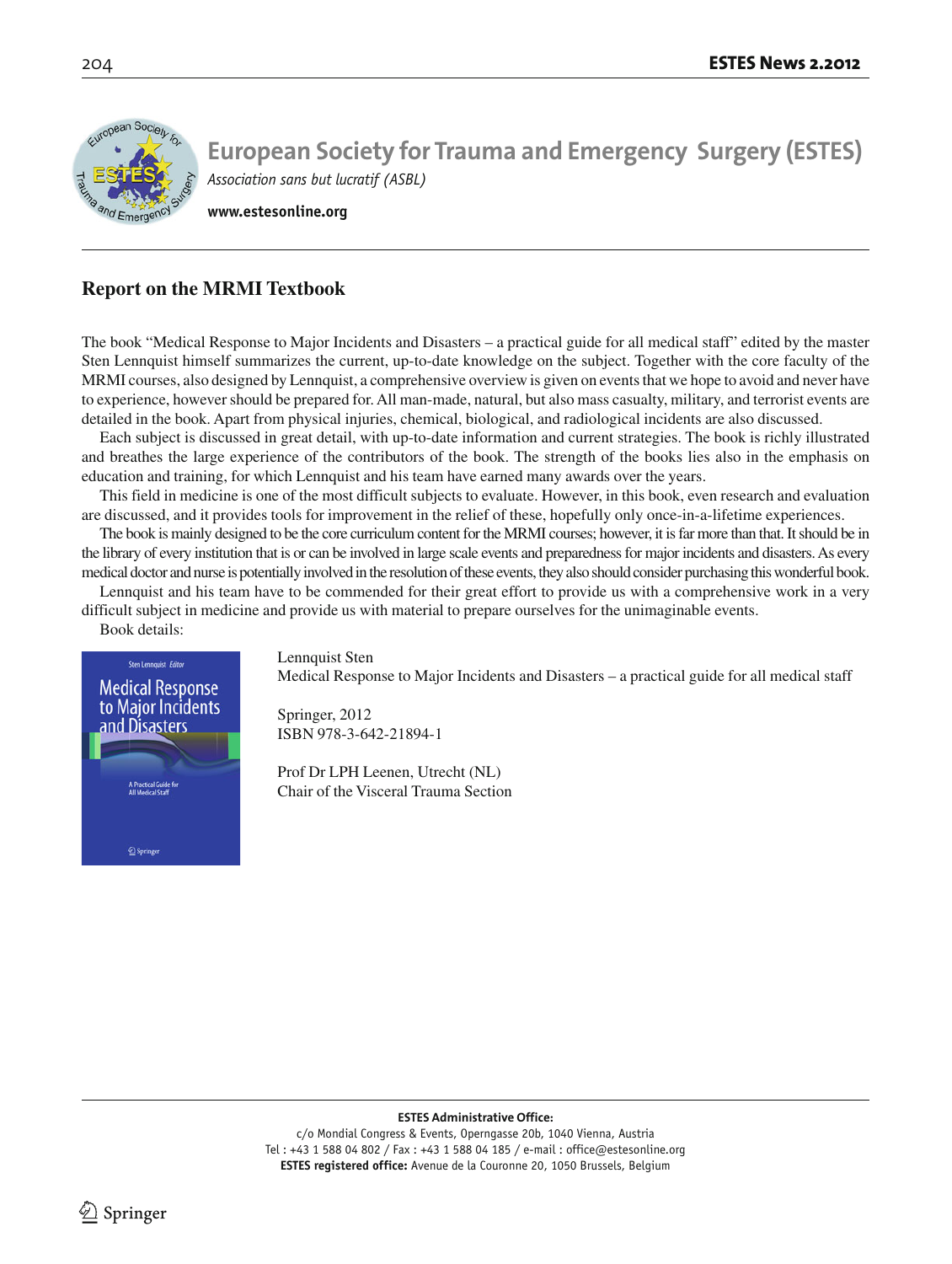# European Society for Trauma and Emergency Surgery (ESTES)

*Association sans but lucratif (ASBL)*

**www.estesonline.org**

## Report on the MRMI Textbook

The book "Medical Response to Major Incidents and Disasters – a practical guide for all medical staff" edited by the master Sten Lennquist himself summarizes the current, up-to-date knowledge on the subject. Together with the core faculty of the MRMI courses, also designed by Lennquist, a comprehensive overview is given on events that we hope to avoid and never have to experience, however should be prepared for. All man-made, natural, but also mass casualty, military, and terrorist events are detailed in the book. Apart from physical injuries, chemical, biological, and radiological incidents are also discussed.

Each subject is discussed in great detail, with up-to-date information and current strategies. The book is richly illustrated and breathes the large experience of the contributors of the book. The strength of the books lies also in the emphasis on education and training, for which Lennquist and his team have earned many awards over the years.

This field in medicine is one of the most difficult subjects to evaluate. However, in this book, even research and evaluation are discussed, and it provides tools for improvement in the relief of these, hopefully only once-in-a-lifetime experiences.

The book is mainly designed to be the core curriculum content for the MRMI courses; however, it is far more than that. It should be in the library of every institution that is or can be involved in large scale events and preparedness for major incidents and disasters. As every medical doctor and nurse is potentially involved in the resolution of these events, they also should consider purchasing this wonderful book.

Lennquist and his team have to be commended for their great effort to provide us with a comprehensive work in a very difficult subject in medicine and provide us with material to prepare ourselves for the unimaginable events.

Book details:

Lennquist Sten
Medical Response to Major Incidents and Disasters – a practical guide for all medical staff

Springer, 2012
ISBN 978-3-642-21894-1

Prof Dr LPH Leenen, Utrecht (NL)
Chair of the Visceral Trauma Section

**ESTES Administrative Office:**
c/o Mondial Congress & Events, Operngasse 20b, 1040 Vienna, Austria
Tel : +43 1 588 04 802 / Fax : +43 1 588 04 185 / e-mail : office@estesonline.org
**ESTES registered office:** Avenue de la Couronne 20, 1050 Brussels, Belgium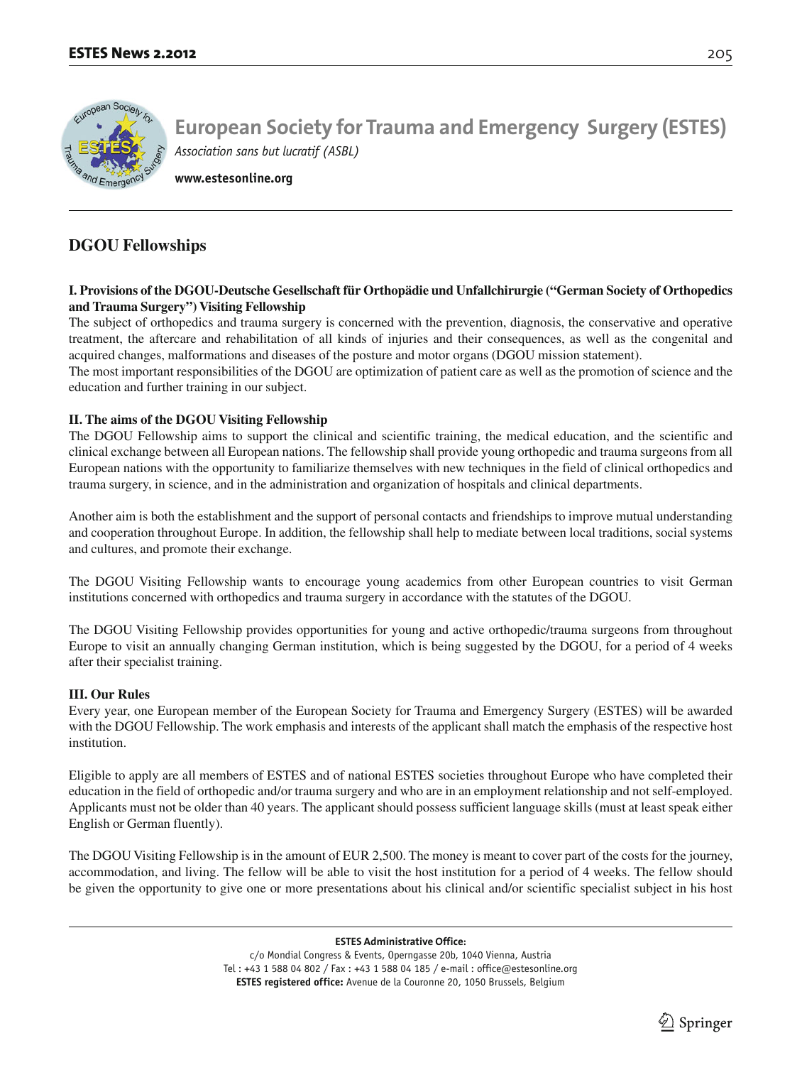# European Society for Trauma and Emergency Surgery (ESTES)

*Association sans but lucratif (ASBL)*

**www.estesonline.org**

## DGOU Fellowships

**I. Provisions of the DGOU-Deutsche Gesellschaft für Orthopädie und Unfallchirurgie ("German Society of Orthopedics and Trauma Surgery") Visiting Fellowship**

The subject of orthopedics and trauma surgery is concerned with the prevention, diagnosis, the conservative and operative treatment, the aftercare and rehabilitation of all kinds of injuries and their consequences, as well as the congenital and acquired changes, malformations and diseases of the posture and motor organs (DGOU mission statement).

The most important responsibilities of the DGOU are optimization of patient care as well as the promotion of science and the education and further training in our subject.

**II. The aims of the DGOU Visiting Fellowship**

The DGOU Fellowship aims to support the clinical and scientific training, the medical education, and the scientific and clinical exchange between all European nations. The fellowship shall provide young orthopedic and trauma surgeons from all European nations with the opportunity to familiarize themselves with new techniques in the field of clinical orthopedics and trauma surgery, in science, and in the administration and organization of hospitals and clinical departments.

Another aim is both the establishment and the support of personal contacts and friendships to improve mutual understanding and cooperation throughout Europe. In addition, the fellowship shall help to mediate between local traditions, social systems and cultures, and promote their exchange.

The DGOU Visiting Fellowship wants to encourage young academics from other European countries to visit German institutions concerned with orthopedics and trauma surgery in accordance with the statutes of the DGOU.

The DGOU Visiting Fellowship provides opportunities for young and active orthopedic/trauma surgeons from throughout Europe to visit an annually changing German institution, which is being suggested by the DGOU, for a period of 4 weeks after their specialist training.

**III. Our Rules**

Every year, one European member of the European Society for Trauma and Emergency Surgery (ESTES) will be awarded with the DGOU Fellowship. The work emphasis and interests of the applicant shall match the emphasis of the respective host institution.

Eligible to apply are all members of ESTES and of national ESTES societies throughout Europe who have completed their education in the field of orthopedic and/or trauma surgery and who are in an employment relationship and not self-employed. Applicants must not be older than 40 years. The applicant should possess sufficient language skills (must at least speak either English or German fluently).

The DGOU Visiting Fellowship is in the amount of EUR 2,500. The money is meant to cover part of the costs for the journey, accommodation, and living. The fellow will be able to visit the host institution for a period of 4 weeks. The fellow should be given the opportunity to give one or more presentations about his clinical and/or scientific specialist subject in his host

**ESTES Administrative Office:**
c/o Mondial Congress & Events, Operngasse 20b, 1040 Vienna, Austria
Tel : +43 1 588 04 802 / Fax : +43 1 588 04 185 / e-mail : office@estesonline.org
**ESTES registered office:** Avenue de la Couronne 20, 1050 Brussels, Belgium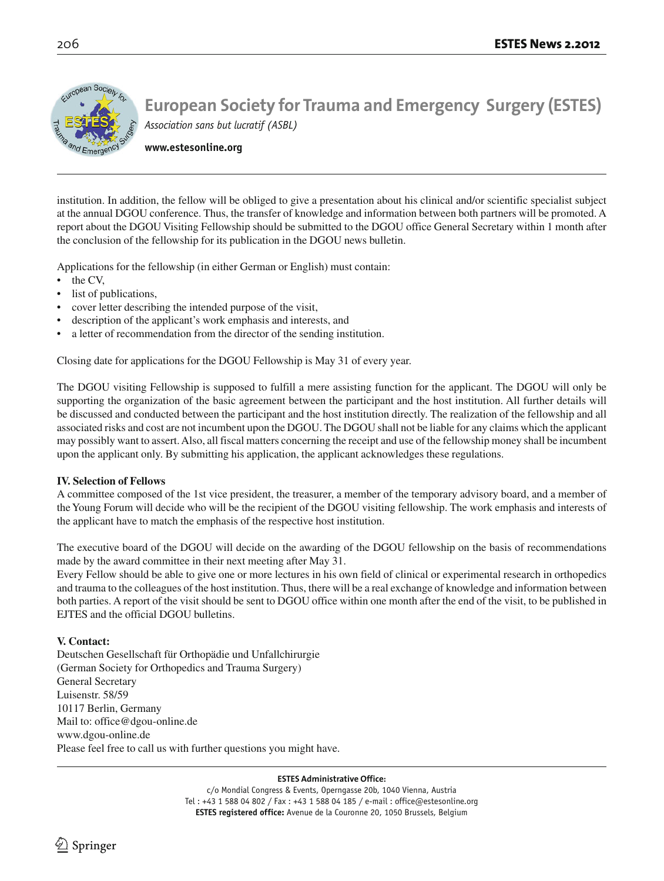institution. In addition, the fellow will be obliged to give a presentation about his clinical and/or scientific specialist subject at the annual DGOU conference. Thus, the transfer of knowledge and information between both partners will be promoted. A report about the DGOU Visiting Fellowship should be submitted to the DGOU office General Secretary within 1 month after the conclusion of the fellowship for its publication in the DGOU news bulletin.

Applications for the fellowship (in either German or English) must contain:

- the CV,
- list of publications,
- cover letter describing the intended purpose of the visit,
- description of the applicant's work emphasis and interests, and
- a letter of recommendation from the director of the sending institution.

Closing date for applications for the DGOU Fellowship is May 31 of every year.

The DGOU visiting Fellowship is supposed to fulfill a mere assisting function for the applicant. The DGOU will only be supporting the organization of the basic agreement between the participant and the host institution. All further details will be discussed and conducted between the participant and the host institution directly. The realization of the fellowship and all associated risks and cost are not incumbent upon the DGOU. The DGOU shall not be liable for any claims which the applicant may possibly want to assert. Also, all fiscal matters concerning the receipt and use of the fellowship money shall be incumbent upon the applicant only. By submitting his application, the applicant acknowledges these regulations.

**IV. Selection of Fellows**

A committee composed of the 1st vice president, the treasurer, a member of the temporary advisory board, and a member of the Young Forum will decide who will be the recipient of the DGOU visiting fellowship. The work emphasis and interests of the applicant have to match the emphasis of the respective host institution.

The executive board of the DGOU will decide on the awarding of the DGOU fellowship on the basis of recommendations made by the award committee in their next meeting after May 31.

Every Fellow should be able to give one or more lectures in his own field of clinical or experimental research in orthopedics and trauma to the colleagues of the host institution. Thus, there will be a real exchange of knowledge and information between both parties. A report of the visit should be sent to DGOU office within one month after the end of the visit, to be published in EJTES and the official DGOU bulletins.

**V. Contact:**

Deutschen Gesellschaft für Orthopädie und Unfallchirurgie
(German Society for Orthopedics and Trauma Surgery)
General Secretary
Luisenstr. 58/59
10117 Berlin, Germany
Mail to: office@dgou-online.de
www.dgou-online.de
Please feel free to call us with further questions you might have.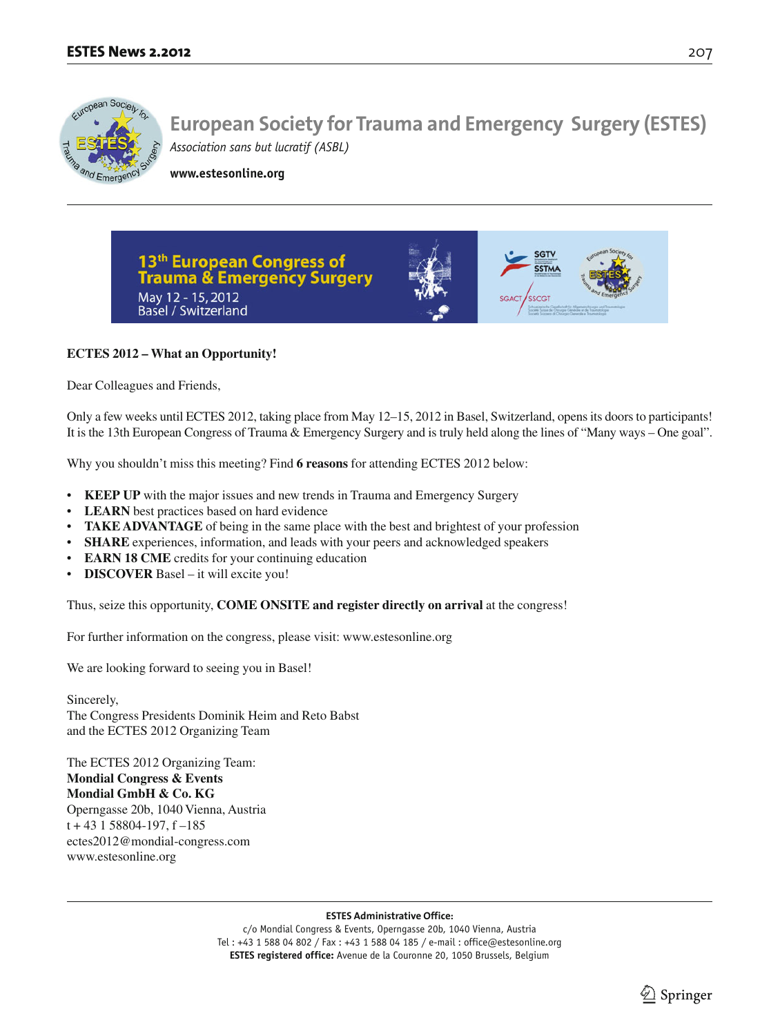# European Society for Trauma and Emergency Surgery (ESTES)

*Association sans but lucratif (ASBL)*

**www.estesonline.org**

13th European Congress of Trauma & Emergency Surgery
May 12 - 15, 2012
Basel / Switzerland

**ECTES 2012 – What an Opportunity!**

Dear Colleagues and Friends,

Only a few weeks until ECTES 2012, taking place from May 12–15, 2012 in Basel, Switzerland, opens its doors to participants! It is the 13th European Congress of Trauma & Emergency Surgery and is truly held along the lines of "Many ways – One goal".

Why you shouldn't miss this meeting? Find **6 reasons** for attending ECTES 2012 below:

- **KEEP UP** with the major issues and new trends in Trauma and Emergency Surgery
- **LEARN** best practices based on hard evidence
- **TAKE ADVANTAGE** of being in the same place with the best and brightest of your profession
- **SHARE** experiences, information, and leads with your peers and acknowledged speakers
- **EARN 18 CME** credits for your continuing education
- **DISCOVER** Basel – it will excite you!

Thus, seize this opportunity, **COME ONSITE and register directly on arrival** at the congress!

For further information on the congress, please visit: www.estesonline.org

We are looking forward to seeing you in Basel!

Sincerely,
The Congress Presidents Dominik Heim and Reto Babst
and the ECTES 2012 Organizing Team

The ECTES 2012 Organizing Team:
**Mondial Congress & Events**
**Mondial GmbH & Co. KG**
Operngasse 20b, 1040 Vienna, Austria
t + 43 1 58804-197, f –185
ectes2012@mondial-congress.com
www.estesonline.org

**ESTES Administrative Office:**
c/o Mondial Congress & Events, Operngasse 20b, 1040 Vienna, Austria
Tel : +43 1 588 04 802 / Fax : +43 1 588 04 185 / e-mail : office@estesonline.org
**ESTES registered office:** Avenue de la Couronne 20, 1050 Brussels, Belgium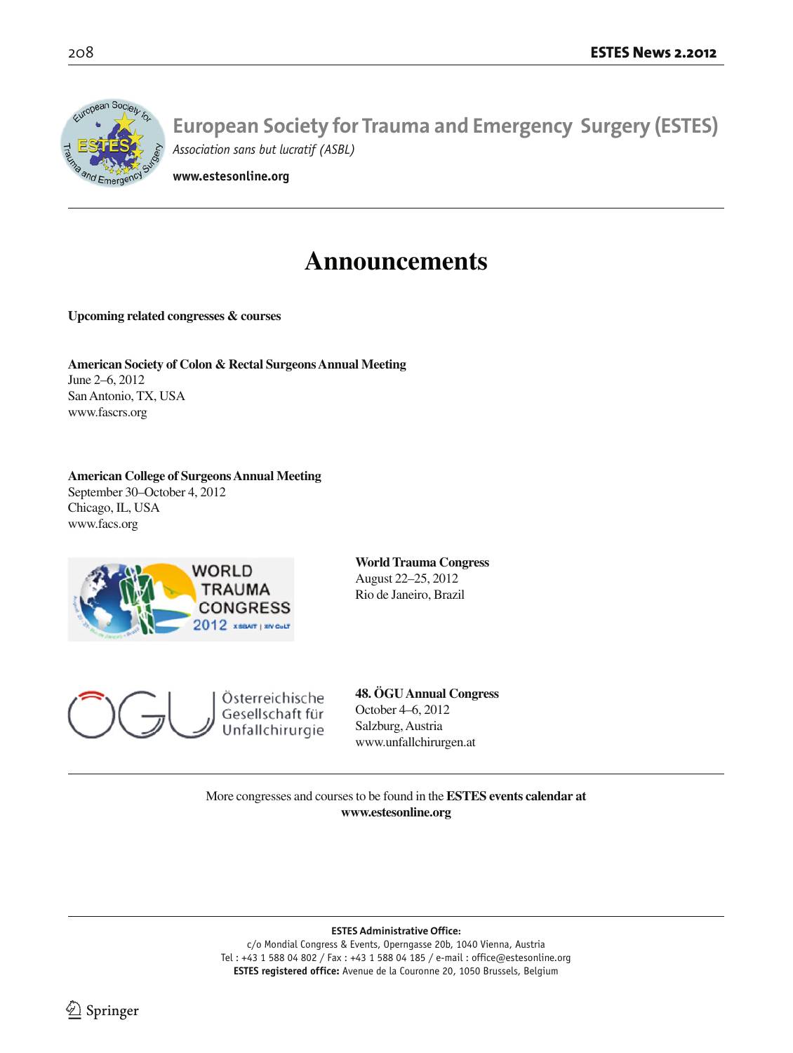# European Society for Trauma and Emergency Surgery (ESTES)

*Association sans but lucratif (ASBL)*

**www.estesonline.org**

# Announcements

**Upcoming related congresses & courses**

**American Society of Colon & Rectal Surgeons Annual Meeting**
June 2–6, 2012
San Antonio, TX, USA
www.fascrs.org

**American College of Surgeons Annual Meeting**
September 30–October 4, 2012
Chicago, IL, USA
www.facs.org

**World Trauma Congress**
August 22–25, 2012
Rio de Janeiro, Brazil

**48. ÖGU Annual Congress**
October 4–6, 2012
Salzburg, Austria
www.unfallchirurgen.at

More congresses and courses to be found in the **ESTES events calendar at www.estesonline.org**

**ESTES Administrative Office:**
c/o Mondial Congress & Events, Operngasse 20b, 1040 Vienna, Austria
Tel : +43 1 588 04 802 / Fax : +43 1 588 04 185 / e-mail : office@estesonline.org
**ESTES registered office:** Avenue de la Couronne 20, 1050 Brussels, Belgium